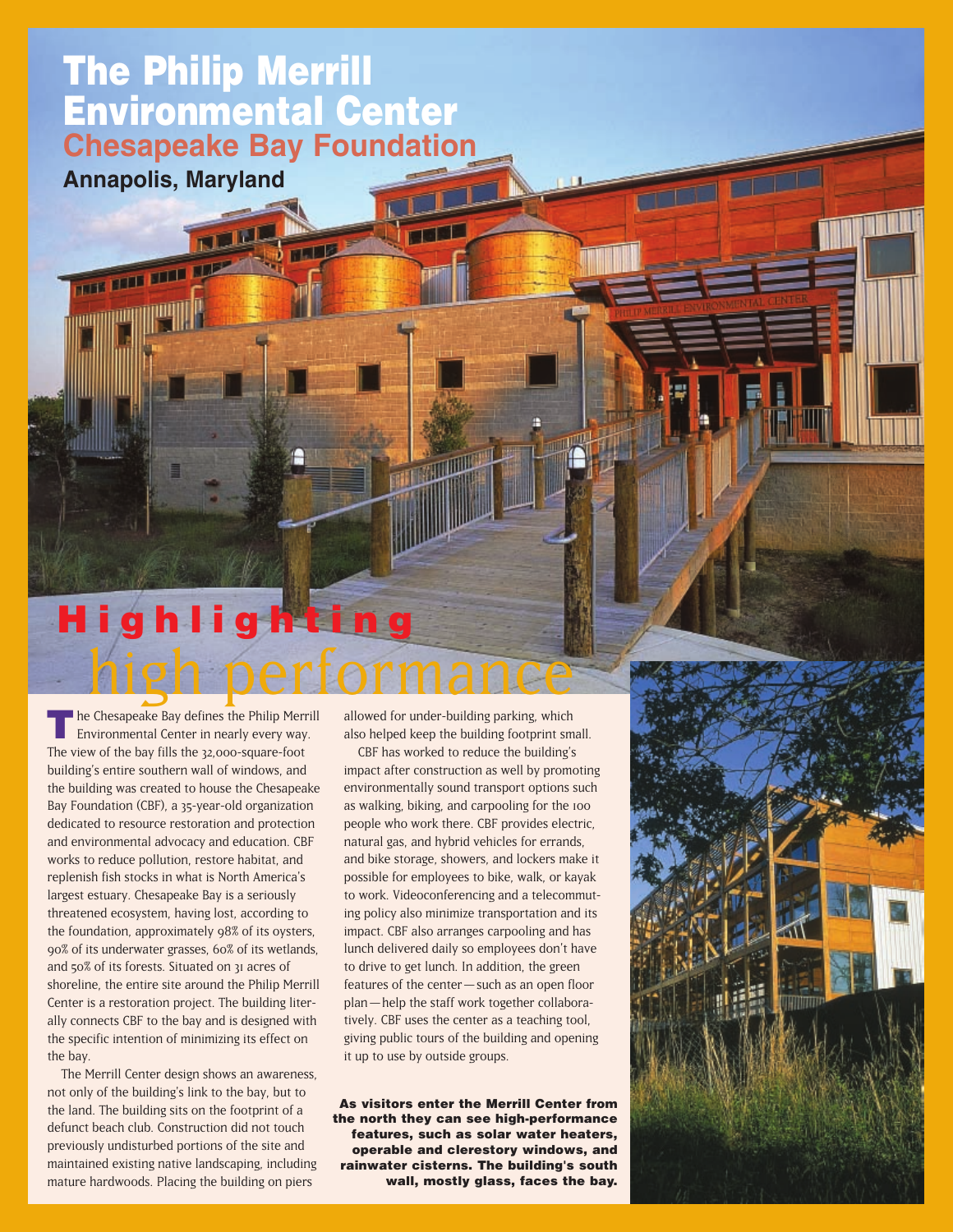# The Philip Merrill Environmental Center

## Chesapeake Bay Foundation

**Annapolis, Maryland**

## Highlighting high performance

The Chesapeake Bay defines the Philip Merrill Environmental Center in nearly every way. The view of the bay fills the 32,000-square-foot building's entire southern wall of windows, and the building was created to house the Chesapeake Bay Foundation (CBF), a 35-year-old organization dedicated to resource restoration and protection and environmental advocacy and education. CBF works to reduce pollution, restore habitat, and replenish fish stocks in what is North America's largest estuary. Chesapeake Bay is a seriously threatened ecosystem, having lost, according to the foundation, approximately 98% of its oysters, 90% of its underwater grasses, 60% of its wetlands, and 50% of its forests. Situated on 31 acres of shoreline, the entire site around the Philip Merrill Center is a restoration project. The building literally connects CBF to the bay and is designed with the specific intention of minimizing its effect on the bay.

The Merrill Center design shows an awareness, not only of the building's link to the bay, but to the land. The building sits on the footprint of a defunct beach club. Construction did not touch previously undisturbed portions of the site and maintained existing native landscaping, including mature hardwoods. Placing the building on piers allowed for under-building parking, which also helped keep the building footprint small.

CBF has worked to reduce the building's impact after construction as well by promoting environmentally sound transport options such as walking, biking, and carpooling for the 100 people who work there. CBF provides electric, natural gas, and hybrid vehicles for errands, and bike storage, showers, and lockers make it possible for employees to bike, walk, or kayak to work. Videoconferencing and a telecommuting policy also minimize transportation and its impact. CBF also arranges carpooling and has lunch delivered daily so employees don't have to drive to get lunch. In addition, the green features of the center—such as an open floor plan—help the staff work together collaboratively. CBF uses the center as a teaching tool, giving public tours of the building and opening it up to use by outside groups.

**As visitors enter the Merrill Center from the north they can see high-performance features, such as solar water heaters, operable and clerestory windows, and rainwater cisterns. The building's south wall, mostly glass, faces the bay.**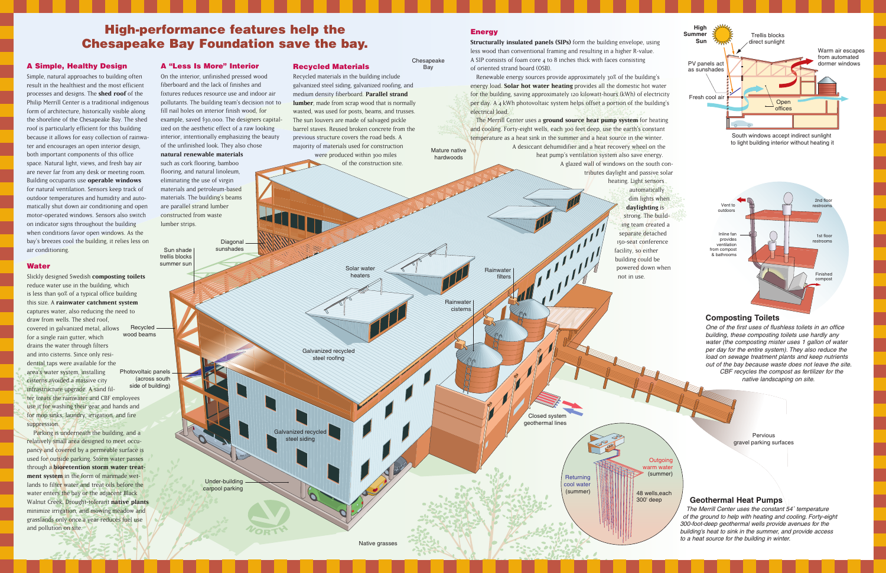# High-performance features help the Chesapeake Bay Foundation save the bay.

## A Simple, Healthy Design

Simple, natural approaches to building often result in the healthiest and the most efficient processes and designs. The **shed roof** of the Philip Merrill Center is a traditional indigenous form of architecture, historically visible along the shoreline of the Chesapeake Bay. The shed roof is particularly efficient for this building because it allows for easy collection of rainwater and encourages an open interior design, both important components of this office space. Natural light, views, and fresh bay air are never far from any desk or meeting room. Building occupants use **operable windows** for natural ventilation. Sensors keep track of outdoor temperatures and humidity and automatically shut down air conditioning and open motor-operated windows. Sensors also switch on indicator signs throughout the building when conditions favor open windows. As the bay's breezes cool the building, it relies less on air conditioning.

## Water

Slickly designed Swedish **composting toilets** reduce water use in the building, which is less than 90% of a typical office building this size. A **rainwater catchment system** captures water, also reducing the need to draw from wells. The shed roof, covered in galvanized metal, allows for a single rain gutter, which drains the water through filters and into cisterns. Since only residential taps were available for the area's water system, installing cisterns avoided a massive city infrastructure upgrade. A sand filter treats the rainwater and CBF employees use it for washing their gear and hands and for mop sinks, laundry, irrigation, and fire suppression.

Parking is underneath the building, and a relatively small area designed to meet occupancy and covered by a permeable surface is used for outside parking. Storm water passes through a **bioretention storm water treatment system** in the form of manmade wetlands to filter water and treat oils before the water enters the bay or the adjacent Black Walnut Creek. Drought-tolerant **native plants** minimize irrigation, and mowing meadow and grasslands only once a year reduces fuel use and pollution on site.

## A "Less Is More" Interior

On the interior, unfinished pressed wood fiberboard and the lack of finishes and fixtures reduces resource use and indoor air pollutants. The building team's decision not to fill nail holes on interior finish wood, for example, saved $30,000. The designers capitalized on the aesthetic effect of a raw looking interior, intentionally emphasizing the beauty of the unfinished look. They also chose **natural renewable materials** such as cork flooring, bamboo flooring, and natural linoleum, eliminating the use of virgin materials and petroleum-based materials. The building's beams are parallel strand lumber constructed from waste lumber strips.

## Recycled Materials

Recycled materials in the building include galvanized steel siding, galvanized roofing, and medium density fiberboard. **Parallel strand lumber**, made from scrap wood that is normally wasted, was used for posts, beams, and trusses. The sun louvers are made of salvaged pickle barrel staves. Reused broken concrete from the previous structure covers the road beds. A majority of materials used for construction were produced within 300 miles of the construction site.

## Energy

**Structurally insulated panels (SIPs)** form the building envelope, using less wood than conventional framing and resulting in a higher R-value. A SIP consists of foam core 4 to 8 inches thick with faces consisting of oriented strand board (OSB).

Renewable energy sources provide approximately 30% of the building's energy load. **Solar hot water heating** provides all the domestic hot water for the building, saving approximately 120 kilowatt-hours (kWh) of electricity per day. A 4 kWh photovoltaic system helps offset a portion of the building's electrical load.

The Merrill Center uses a **ground source heat pump system** for heating and cooling. Forty-eight wells, each 300 feet deep, use the earth's constant temperature as a heat sink in the summer and a heat source in the winter. A desiccant dehumidifier and a heat recovery wheel on the heat pump's ventilation system also save energy. A glazed wall of windows on the south contributes daylight and passive solar heating. Light sensors automatically dim lights when **daylighting** is strong. The building team created a separate detached 150-seat conference facility, so either building could be powered down when not in use.

Chesapeake Bay

Mature native hardwoods

Diagonal sunshades

Sun shade trellis blocks summer sun

Solar water heaters

Rainwater filters

Rainwater cisterns

Recycled wood beams

Photovoltaic panels (across south side of building)

Galvanized recycled steel roofing

Galvanized recycled steel siding

Under-building carpool parking

Closed system geothermal lines

Native grasses

High Summer Sun

Trellis blocks direct sunlight

PV panels act as sunshades

Warm air escapes from automated dormer windows

Fresh cool air

Open offices

South windows accept indirect sunlight to light building interior without heating it

Vent to outdoors

Inline fan provides ventilation from compost & bathrooms

2nd floor restrooms

1st floor restrooms

Finished compost

## Composting Toilets

*One of the first uses of flushless toilets in an office building, these composting toilets use hardly any water (the composting mister uses 1 gallon of water per day for the entire system). They also reduce the load on sewage treatment plants and keep nutrients out of the bay because waste does not leave the site. CBF recycles the compost as fertilizer for the native landscaping on site.*

Pervious gravel parking surfaces

Returning cool water (summer)

Outgoing warm water (summer)

48 wells, each 300' deep

## Geothermal Heat Pumps

*The Merrill Center uses the constant 54˚ temperature of the ground to help with heating and cooling. Forty-eight 300-foot-deep geothermal wells provide avenues for the building's heat to sink in the summer, and provide access to a heat source for the building in winter.*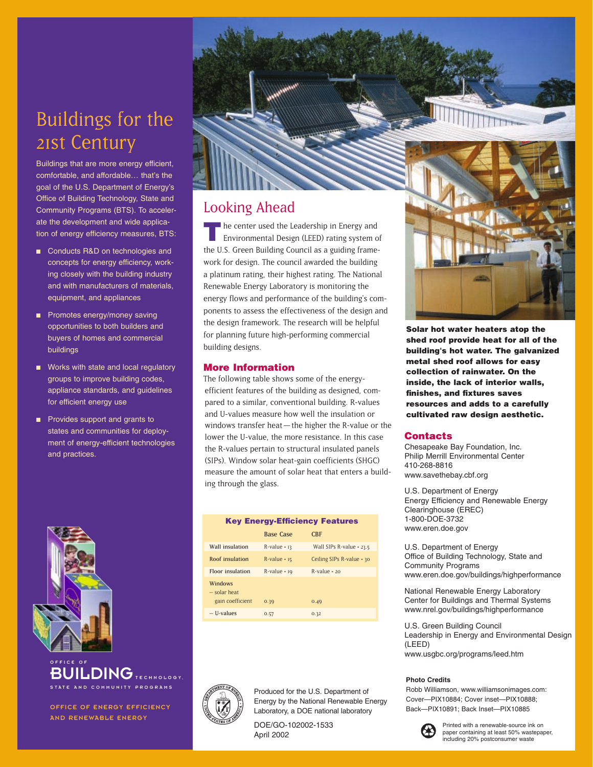# Buildings for the 21st Century

Buildings that are more energy efficient, comfortable, and affordable… that's the goal of the U.S. Department of Energy's Office of Building Technology, State and Community Programs (BTS). To accelerate the development and wide application of energy efficiency measures, BTS:

- Conducts R&D on technologies and concepts for energy efficiency, working closely with the building industry and with manufacturers of materials, equipment, and appliances
- Promotes energy/money saving opportunities to both builders and buyers of homes and commercial buildings
- Works with state and local regulatory groups to improve building codes, appliance standards, and guidelines for efficient energy use
- Provides support and grants to states and communities for deployment of energy-efficient technologies and practices.

OFFICE OF BUILDING TECHNOLOGY, STATE AND COMMUNITY PROGRAMS

OFFICE OF ENERGY EFFICIENCY AND RENEWABLE ENERGY

## Looking Ahead

The center used the Leadership in Energy and Environmental Design (LEED) rating system of the U.S. Green Building Council as a guiding framework for design. The council awarded the building a platinum rating, their highest rating. The National Renewable Energy Laboratory is monitoring the energy flows and performance of the building's components to assess the effectiveness of the design and the design framework. The research will be helpful for planning future high-performing commercial building designs.

### More Information

The following table shows some of the energy-efficient features of the building as designed, compared to a similar, conventional building. R-values and U-values measure how well the insulation or windows transfer heat—the higher the R-value or the lower the U-value, the more resistance. In this case the R-values pertain to structural insulated panels (SIPs). Window solar heat-gain coefficients (SHGC) measure the amount of solar heat that enters a building through the glass.

**Key Energy-Efficiency Features**

| | Base Case | CBF |
|---|---|---|
| Wall insulation | R-value = 13 | Wall SIPs R-value = 23.5 |
| Roof insulation | R-value = 15 | Ceiling SIPs R-value = 30 |
| Floor insulation | R-value = 19 | R-value = 20 |
| Windows — solar heat gain coefficient | 0.39 | 0.49 |
| — U-values | 0.57 | 0.32 |

**Solar hot water heaters atop the shed roof provide heat for all of the building's hot water. The galvanized metal shed roof allows for easy collection of rainwater. On the inside, the lack of interior walls, finishes, and fixtures saves resources and adds to a carefully cultivated raw design aesthetic.**

### Contacts

Chesapeake Bay Foundation, Inc.
Philip Merrill Environmental Center
410-268-8816
www.savethebay.cbf.org

U.S. Department of Energy
Energy Efficiency and Renewable Energy Clearinghouse (EREC)
1-800-DOE-3732
www.eren.doe.gov

U.S. Department of Energy
Office of Building Technology, State and Community Programs
www.eren.doe.gov/buildings/highperformance

National Renewable Energy Laboratory
Center for Buildings and Thermal Systems
www.nrel.gov/buildings/highperformance

U.S. Green Building Council
Leadership in Energy and Environmental Design (LEED)
www.usgbc.org/programs/leed.htm

Produced for the U.S. Department of Energy by the National Renewable Energy Laboratory, a DOE national laboratory

DOE/GO-102002-1533
April 2002

**Photo Credits**

Robb Williamson, www.williamsonimages.com: Cover—PIX10884; Cover inset—PIX10888; Back—PIX10891; Back Inset—PIX10885

Printed with a renewable-source ink on paper containing at least 50% wastepaper, including 20% postconsumer waste